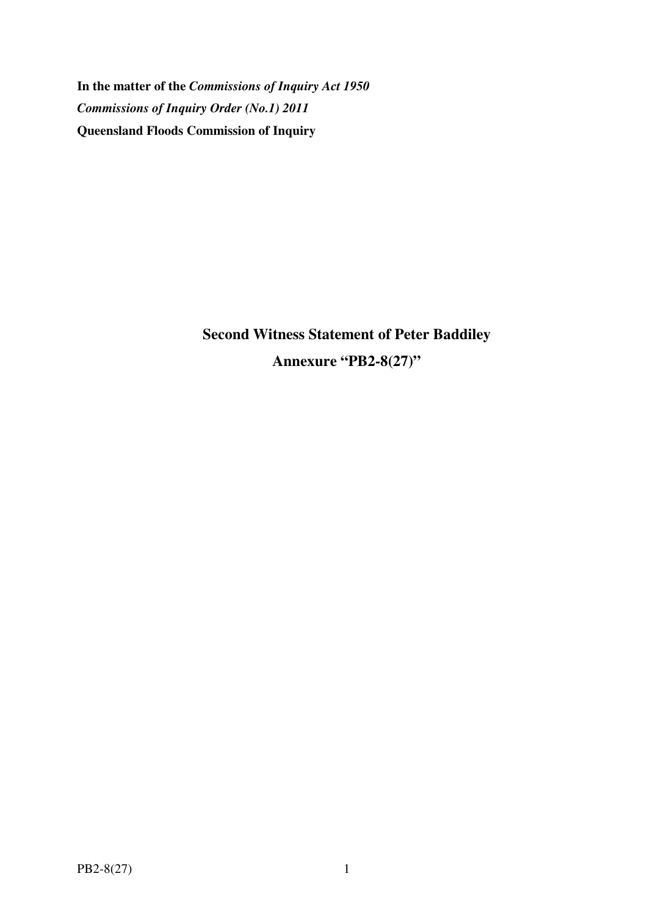**In the matter of the *Commissions of Inquiry Act 1950***

***Commissions of Inquiry Order (No.1) 2011***

**Queensland Floods Commission of Inquiry**

# Second Witness Statement of Peter Baddiley

## Annexure "PB2-8(27)"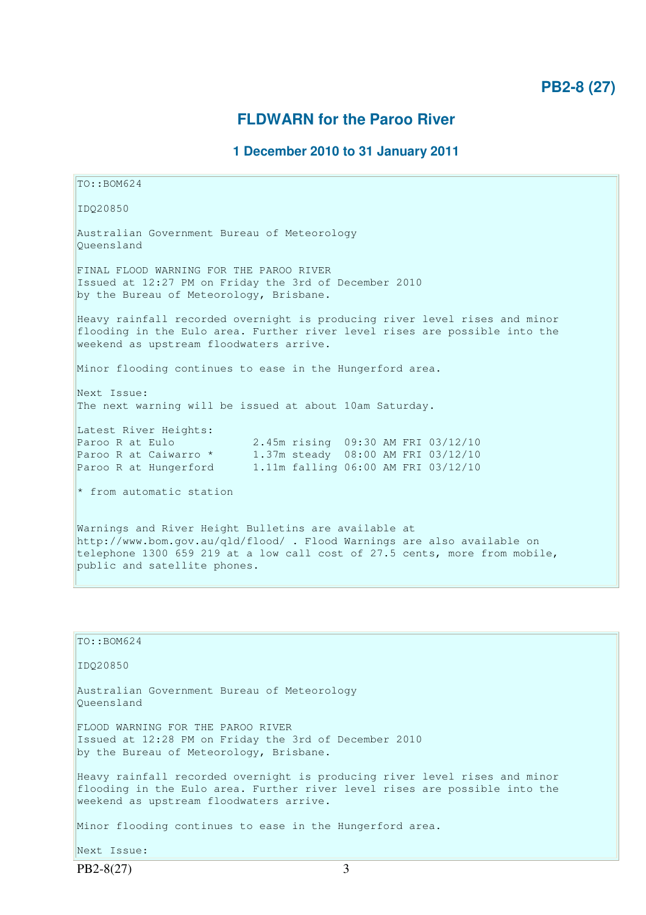# PB2-8 (27)

## FLDWARN for the Paroo River

### 1 December 2010 to 31 January 2011

```
TO::BOM624

IDQ20850

Australian Government Bureau of Meteorology
Queensland

FINAL FLOOD WARNING FOR THE PAROO RIVER
Issued at 12:27 PM on Friday the 3rd of December 2010
by the Bureau of Meteorology, Brisbane.

Heavy rainfall recorded overnight is producing river level rises and minor
flooding in the Eulo area. Further river level rises are possible into the
weekend as upstream floodwaters arrive.

Minor flooding continues to ease in the Hungerford area.

Next Issue:
The next warning will be issued at about 10am Saturday.

Latest River Heights:
Paroo R at Eulo            2.45m rising  09:30 AM FRI 03/12/10
Paroo R at Caiwarro *      1.37m steady  08:00 AM FRI 03/12/10
Paroo R at Hungerford      1.11m falling 06:00 AM FRI 03/12/10

* from automatic station


Warnings and River Height Bulletins are available at
http://www.bom.gov.au/qld/flood/ . Flood Warnings are also available on
telephone 1300 659 219 at a low call cost of 27.5 cents, more from mobile,
public and satellite phones.
```

```
TO::BOM624

IDQ20850

Australian Government Bureau of Meteorology
Queensland

FLOOD WARNING FOR THE PAROO RIVER
Issued at 12:28 PM on Friday the 3rd of December 2010
by the Bureau of Meteorology, Brisbane.

Heavy rainfall recorded overnight is producing river level rises and minor
flooding in the Eulo area. Further river level rises are possible into the
weekend as upstream floodwaters arrive.

Minor flooding continues to ease in the Hungerford area.

Next Issue:
```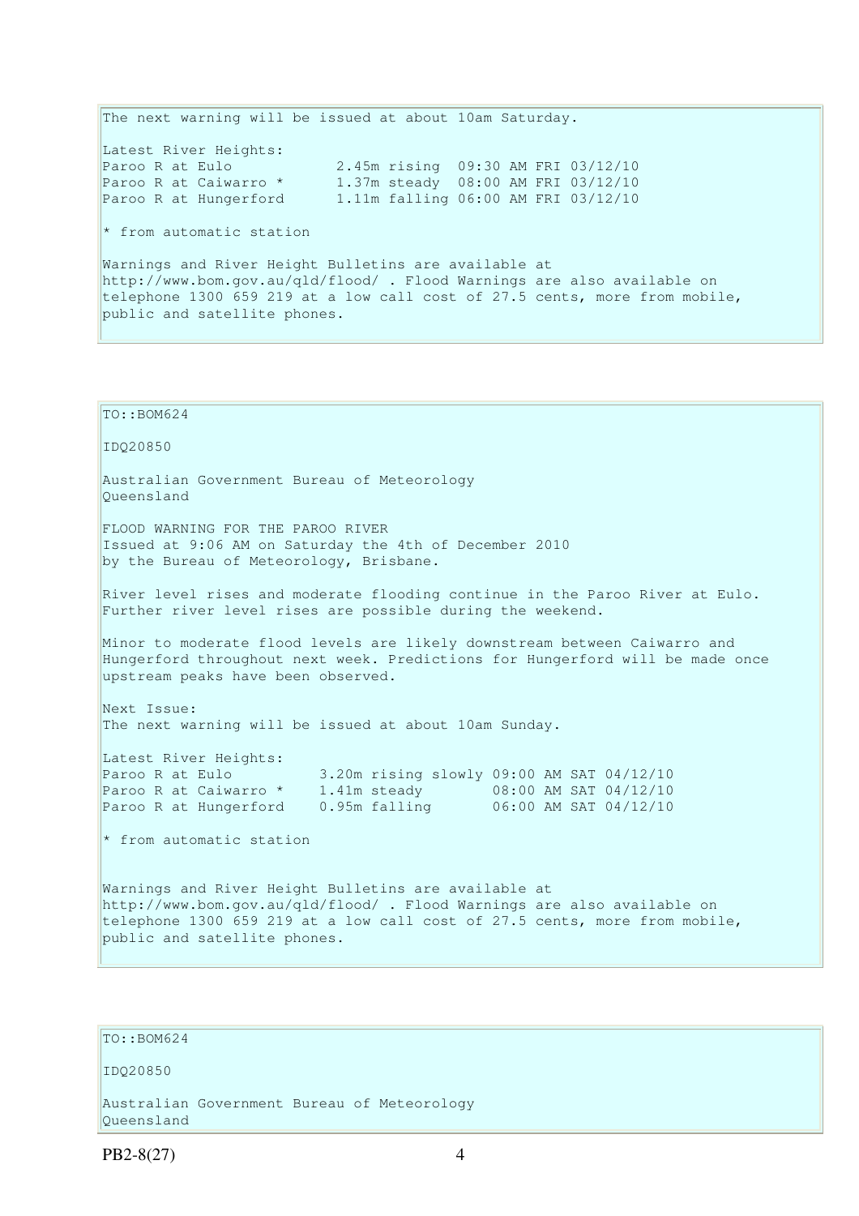The next warning will be issued at about 10am Saturday.

Latest River Heights:

```
Paroo R at Eulo            2.45m rising  09:30 AM FRI 03/12/10
Paroo R at Caiwarro *      1.37m steady  08:00 AM FRI 03/12/10
Paroo R at Hungerford      1.11m falling 06:00 AM FRI 03/12/10
```

* from automatic station

Warnings and River Height Bulletins are available at http://www.bom.gov.au/qld/flood/ . Flood Warnings are also available on telephone 1300 659 219 at a low call cost of 27.5 cents, more from mobile, public and satellite phones.

---

TO::BOM624

IDQ20850

Australian Government Bureau of Meteorology
Queensland

FLOOD WARNING FOR THE PAROO RIVER
Issued at 9:06 AM on Saturday the 4th of December 2010
by the Bureau of Meteorology, Brisbane.

River level rises and moderate flooding continue in the Paroo River at Eulo. Further river level rises are possible during the weekend.

Minor to moderate flood levels are likely downstream between Caiwarro and Hungerford throughout next week. Predictions for Hungerford will be made once upstream peaks have been observed.

Next Issue:
The next warning will be issued at about 10am Sunday.

Latest River Heights:

```
Paroo R at Eulo          3.20m rising slowly 09:00 AM SAT 04/12/10
Paroo R at Caiwarro *    1.41m steady        08:00 AM SAT 04/12/10
Paroo R at Hungerford    0.95m falling       06:00 AM SAT 04/12/10
```

* from automatic station

Warnings and River Height Bulletins are available at http://www.bom.gov.au/qld/flood/ . Flood Warnings are also available on telephone 1300 659 219 at a low call cost of 27.5 cents, more from mobile, public and satellite phones.

---

TO::BOM624

IDQ20850

Australian Government Bureau of Meteorology
Queensland

PB2-8(27)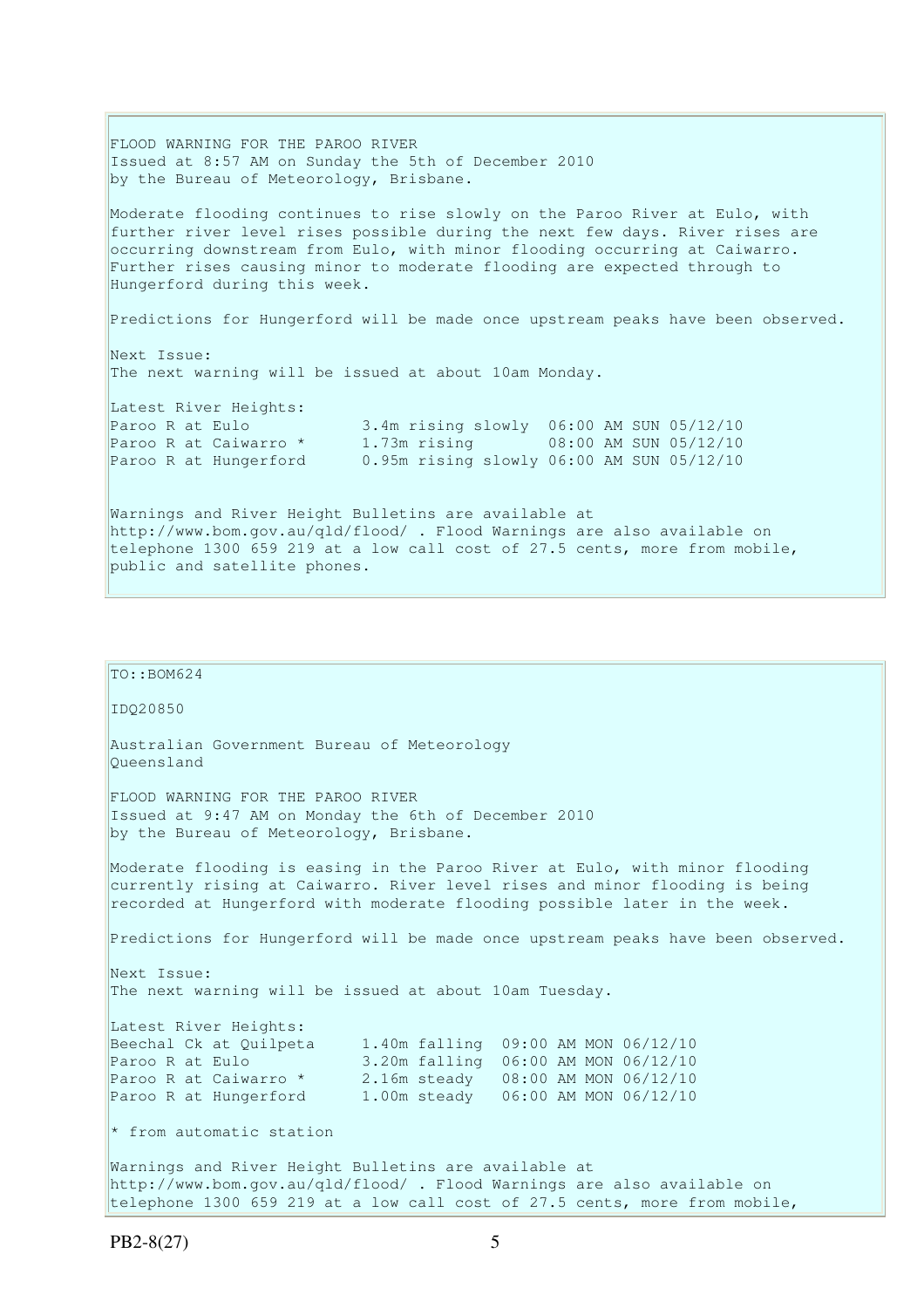FLOOD WARNING FOR THE PAROO RIVER
Issued at 8:57 AM on Sunday the 5th of December 2010
by the Bureau of Meteorology, Brisbane.

Moderate flooding continues to rise slowly on the Paroo River at Eulo, with further river level rises possible during the next few days. River rises are occurring downstream from Eulo, with minor flooding occurring at Caiwarro. Further rises causing minor to moderate flooding are expected through to Hungerford during this week.

Predictions for Hungerford will be made once upstream peaks have been observed.

Next Issue:
The next warning will be issued at about 10am Monday.

Latest River Heights:

```
Paroo R at Eulo            3.4m rising slowly  06:00 AM SUN 05/12/10
Paroo R at Caiwarro *      1.73m rising        08:00 AM SUN 05/12/10
Paroo R at Hungerford      0.95m rising slowly 06:00 AM SUN 05/12/10
```

Warnings and River Height Bulletins are available at http://www.bom.gov.au/qld/flood/ . Flood Warnings are also available on telephone 1300 659 219 at a low call cost of 27.5 cents, more from mobile, public and satellite phones.

---

TO::BOM624

IDQ20850

Australian Government Bureau of Meteorology
Queensland

FLOOD WARNING FOR THE PAROO RIVER
Issued at 9:47 AM on Monday the 6th of December 2010
by the Bureau of Meteorology, Brisbane.

Moderate flooding is easing in the Paroo River at Eulo, with minor flooding currently rising at Caiwarro. River level rises and minor flooding is being recorded at Hungerford with moderate flooding possible later in the week.

Predictions for Hungerford will be made once upstream peaks have been observed.

Next Issue:
The next warning will be issued at about 10am Tuesday.

Latest River Heights:

```
Beechal Ck at Quilpeta     1.40m falling  09:00 AM MON 06/12/10
Paroo R at Eulo            3.20m falling  06:00 AM MON 06/12/10
Paroo R at Caiwarro *      2.16m steady   08:00 AM MON 06/12/10
Paroo R at Hungerford      1.00m steady   06:00 AM MON 06/12/10
```

* from automatic station

Warnings and River Height Bulletins are available at http://www.bom.gov.au/qld/flood/ . Flood Warnings are also available on telephone 1300 659 219 at a low call cost of 27.5 cents, more from mobile,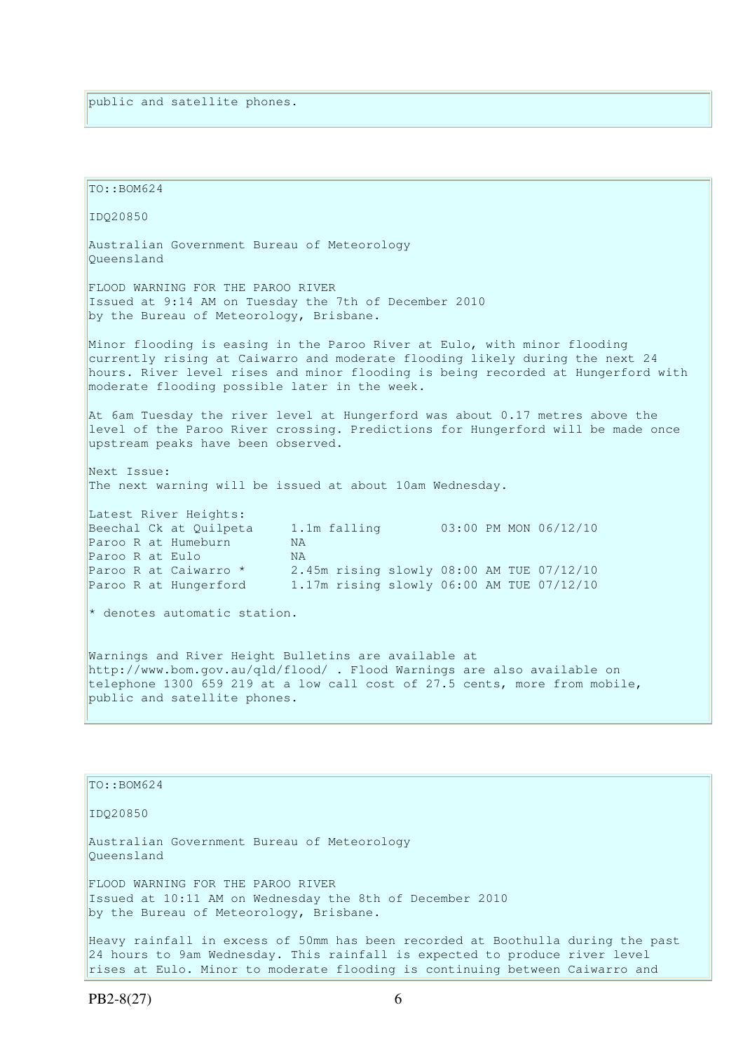public and satellite phones.

TO::BOM624

IDQ20850

Australian Government Bureau of Meteorology
Queensland

FLOOD WARNING FOR THE PAROO RIVER
Issued at 9:14 AM on Tuesday the 7th of December 2010
by the Bureau of Meteorology, Brisbane.

Minor flooding is easing in the Paroo River at Eulo, with minor flooding currently rising at Caiwarro and moderate flooding likely during the next 24 hours. River level rises and minor flooding is being recorded at Hungerford with moderate flooding possible later in the week.

At 6am Tuesday the river level at Hungerford was about 0.17 metres above the level of the Paroo River crossing. Predictions for Hungerford will be made once upstream peaks have been observed.

Next Issue:
The next warning will be issued at about 10am Wednesday.

Latest River Heights:

```
Beechal Ck at Quilpeta     1.1m falling        03:00 PM MON 06/12/10
Paroo R at Humeburn        NA
Paroo R at Eulo            NA
Paroo R at Caiwarro *      2.45m rising slowly 08:00 AM TUE 07/12/10
Paroo R at Hungerford      1.17m rising slowly 06:00 AM TUE 07/12/10
```

* denotes automatic station.

Warnings and River Height Bulletins are available at http://www.bom.gov.au/qld/flood/ . Flood Warnings are also available on telephone 1300 659 219 at a low call cost of 27.5 cents, more from mobile, public and satellite phones.

TO::BOM624

IDQ20850

Australian Government Bureau of Meteorology
Queensland

FLOOD WARNING FOR THE PAROO RIVER
Issued at 10:11 AM on Wednesday the 8th of December 2010
by the Bureau of Meteorology, Brisbane.

Heavy rainfall in excess of 50mm has been recorded at Boothulla during the past 24 hours to 9am Wednesday. This rainfall is expected to produce river level rises at Eulo. Minor to moderate flooding is continuing between Caiwarro and

PB2-8(27)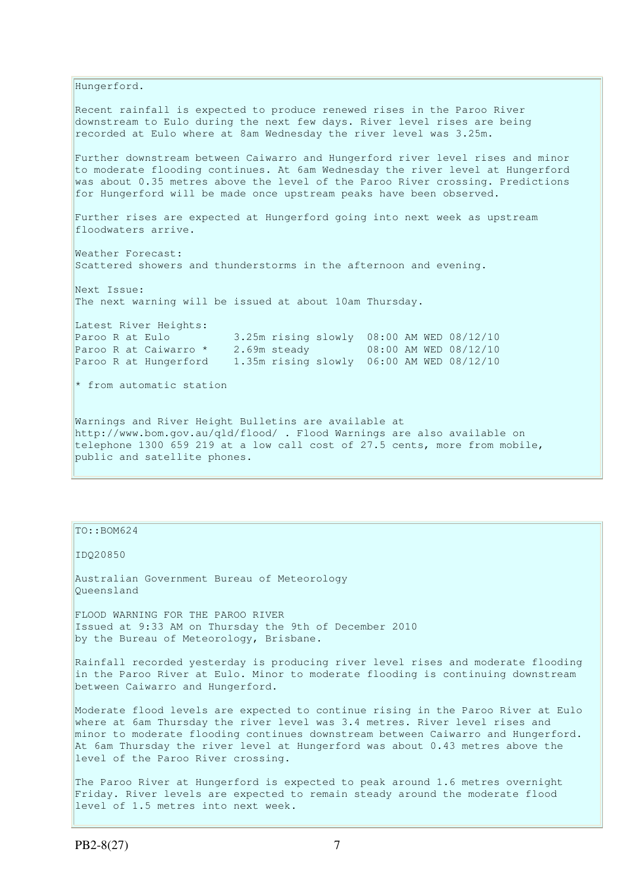Hungerford.

Recent rainfall is expected to produce renewed rises in the Paroo River downstream to Eulo during the next few days. River level rises are being recorded at Eulo where at 8am Wednesday the river level was 3.25m.

Further downstream between Caiwarro and Hungerford river level rises and minor to moderate flooding continues. At 6am Wednesday the river level at Hungerford was about 0.35 metres above the level of the Paroo River crossing. Predictions for Hungerford will be made once upstream peaks have been observed.

Further rises are expected at Hungerford going into next week as upstream floodwaters arrive.

Weather Forecast:
Scattered showers and thunderstorms in the afternoon and evening.

Next Issue:
The next warning will be issued at about 10am Thursday.

Latest River Heights:

```
Paroo R at Eulo          3.25m rising slowly  08:00 AM WED 08/12/10
Paroo R at Caiwarro *    2.69m steady         08:00 AM WED 08/12/10
Paroo R at Hungerford    1.35m rising slowly  06:00 AM WED 08/12/10
```

* from automatic station

Warnings and River Height Bulletins are available at http://www.bom.gov.au/qld/flood/ . Flood Warnings are also available on telephone 1300 659 219 at a low call cost of 27.5 cents, more from mobile, public and satellite phones.

---

TO::BOM624

IDQ20850

Australian Government Bureau of Meteorology
Queensland

FLOOD WARNING FOR THE PAROO RIVER
Issued at 9:33 AM on Thursday the 9th of December 2010
by the Bureau of Meteorology, Brisbane.

Rainfall recorded yesterday is producing river level rises and moderate flooding in the Paroo River at Eulo. Minor to moderate flooding is continuing downstream between Caiwarro and Hungerford.

Moderate flood levels are expected to continue rising in the Paroo River at Eulo where at 6am Thursday the river level was 3.4 metres. River level rises and minor to moderate flooding continues downstream between Caiwarro and Hungerford. At 6am Thursday the river level at Hungerford was about 0.43 metres above the level of the Paroo River crossing.

The Paroo River at Hungerford is expected to peak around 1.6 metres overnight Friday. River levels are expected to remain steady around the moderate flood level of 1.5 metres into next week.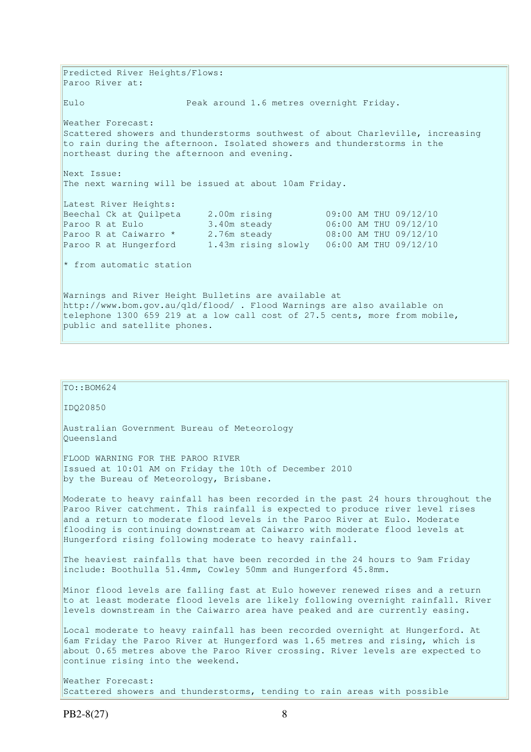Predicted River Heights/Flows:
Paroo River at:

Eulo Peak around 1.6 metres overnight Friday.

Weather Forecast:
Scattered showers and thunderstorms southwest of about Charleville, increasing to rain during the afternoon. Isolated showers and thunderstorms in the northeast during the afternoon and evening.

Next Issue:
The next warning will be issued at about 10am Friday.

Latest River Heights:

| | | |
|---|---|---|
| Beechal Ck at Quilpeta | 2.00m rising | 09:00 AM THU 09/12/10 |
| Paroo R at Eulo | 3.40m steady | 06:00 AM THU 09/12/10 |
| Paroo R at Caiwarro * | 2.76m steady | 08:00 AM THU 09/12/10 |
| Paroo R at Hungerford | 1.43m rising slowly | 06:00 AM THU 09/12/10 |

* from automatic station

Warnings and River Height Bulletins are available at http://www.bom.gov.au/qld/flood/ . Flood Warnings are also available on telephone 1300 659 219 at a low call cost of 27.5 cents, more from mobile, public and satellite phones.

TO::BOM624

IDQ20850

Australian Government Bureau of Meteorology
Queensland

FLOOD WARNING FOR THE PAROO RIVER
Issued at 10:01 AM on Friday the 10th of December 2010
by the Bureau of Meteorology, Brisbane.

Moderate to heavy rainfall has been recorded in the past 24 hours throughout the Paroo River catchment. This rainfall is expected to produce river level rises and a return to moderate flood levels in the Paroo River at Eulo. Moderate flooding is continuing downstream at Caiwarro with moderate flood levels at Hungerford rising following moderate to heavy rainfall.

The heaviest rainfalls that have been recorded in the 24 hours to 9am Friday include: Boothulla 51.4mm, Cowley 50mm and Hungerford 45.8mm.

Minor flood levels are falling fast at Eulo however renewed rises and a return to at least moderate flood levels are likely following overnight rainfall. River levels downstream in the Caiwarro area have peaked and are currently easing.

Local moderate to heavy rainfall has been recorded overnight at Hungerford. At 6am Friday the Paroo River at Hungerford was 1.65 metres and rising, which is about 0.65 metres above the Paroo River crossing. River levels are expected to continue rising into the weekend.

Weather Forecast:
Scattered showers and thunderstorms, tending to rain areas with possible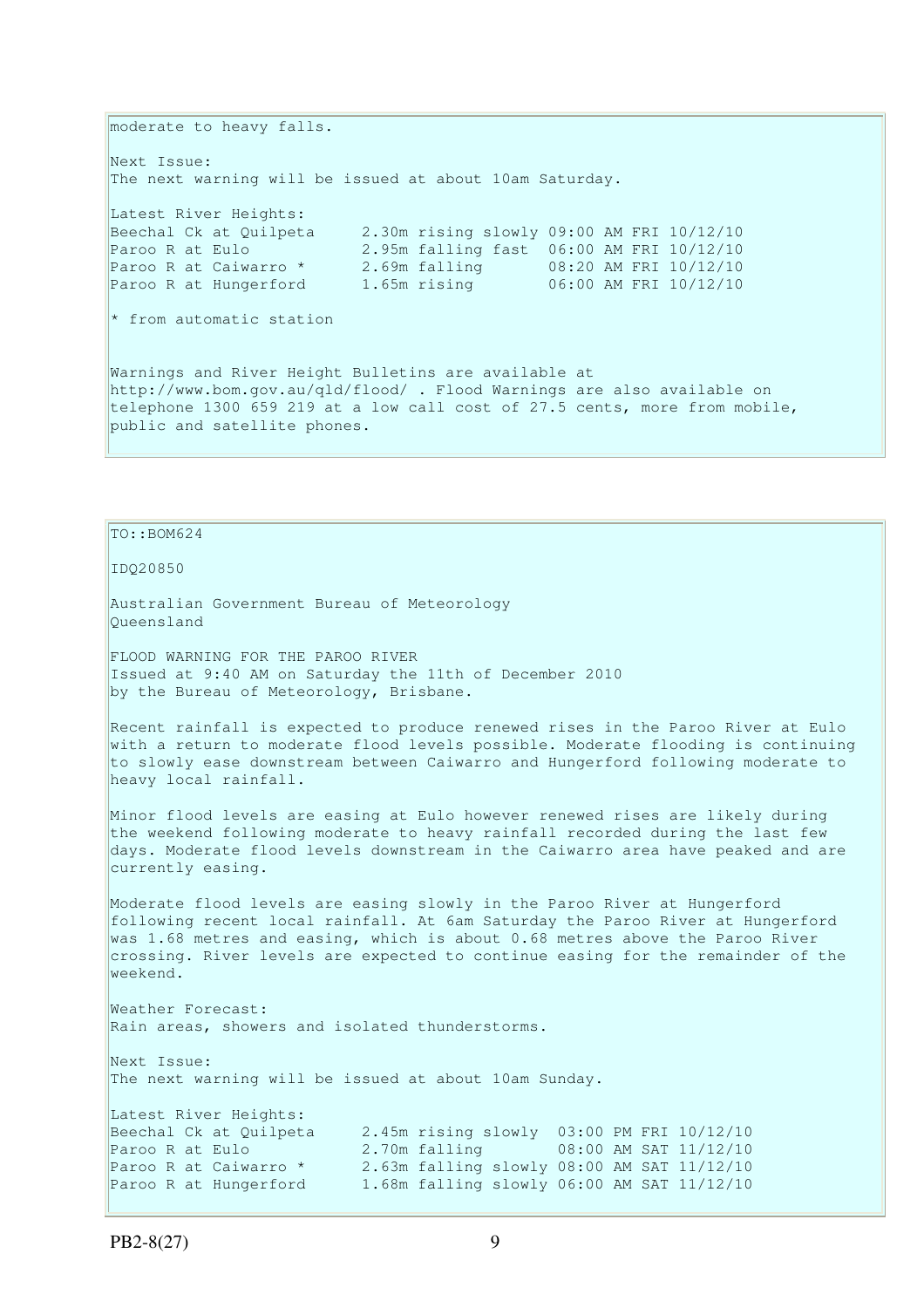moderate to heavy falls.

Next Issue:
The next warning will be issued at about 10am Saturday.

Latest River Heights:

```
Beechal Ck at Quilpeta     2.30m rising slowly 09:00 AM FRI 10/12/10
Paroo R at Eulo            2.95m falling fast  06:00 AM FRI 10/12/10
Paroo R at Caiwarro *      2.69m falling       08:20 AM FRI 10/12/10
Paroo R at Hungerford      1.65m rising        06:00 AM FRI 10/12/10
```

* from automatic station

Warnings and River Height Bulletins are available at http://www.bom.gov.au/qld/flood/ . Flood Warnings are also available on telephone 1300 659 219 at a low call cost of 27.5 cents, more from mobile, public and satellite phones.

---

TO::BOM624

IDQ20850

Australian Government Bureau of Meteorology
Queensland

FLOOD WARNING FOR THE PAROO RIVER
Issued at 9:40 AM on Saturday the 11th of December 2010
by the Bureau of Meteorology, Brisbane.

Recent rainfall is expected to produce renewed rises in the Paroo River at Eulo with a return to moderate flood levels possible. Moderate flooding is continuing to slowly ease downstream between Caiwarro and Hungerford following moderate to heavy local rainfall.

Minor flood levels are easing at Eulo however renewed rises are likely during the weekend following moderate to heavy rainfall recorded during the last few days. Moderate flood levels downstream in the Caiwarro area have peaked and are currently easing.

Moderate flood levels are easing slowly in the Paroo River at Hungerford following recent local rainfall. At 6am Saturday the Paroo River at Hungerford was 1.68 metres and easing, which is about 0.68 metres above the Paroo River crossing. River levels are expected to continue easing for the remainder of the weekend.

Weather Forecast:
Rain areas, showers and isolated thunderstorms.

Next Issue:
The next warning will be issued at about 10am Sunday.

Latest River Heights:

```
Beechal Ck at Quilpeta     2.45m rising slowly  03:00 PM FRI 10/12/10
Paroo R at Eulo            2.70m falling        08:00 AM SAT 11/12/10
Paroo R at Caiwarro *      2.63m falling slowly 08:00 AM SAT 11/12/10
Paroo R at Hungerford      1.68m falling slowly 06:00 AM SAT 11/12/10
```

PB2-8(27)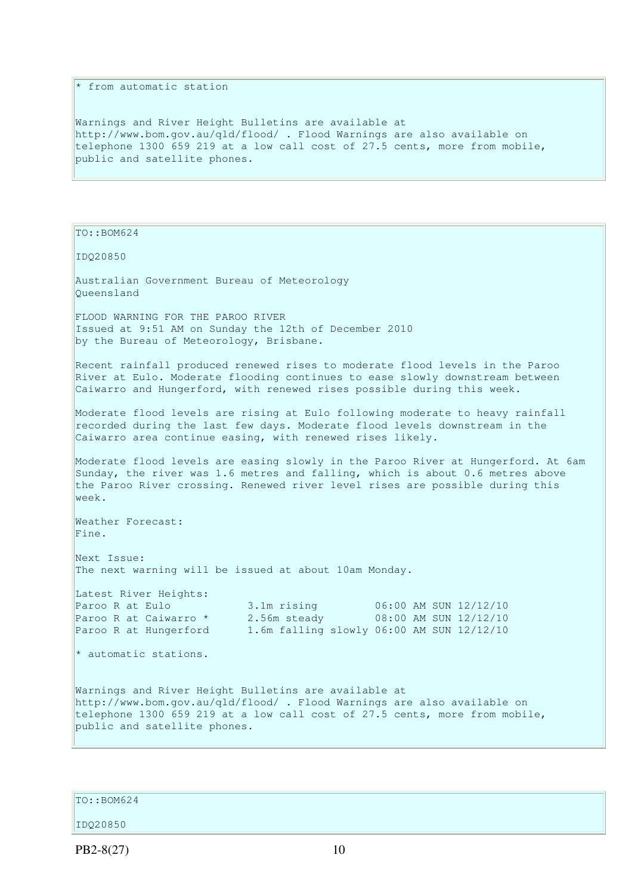\* from automatic station

Warnings and River Height Bulletins are available at http://www.bom.gov.au/qld/flood/ . Flood Warnings are also available on telephone 1300 659 219 at a low call cost of 27.5 cents, more from mobile, public and satellite phones.

TO::BOM624

IDQ20850

Australian Government Bureau of Meteorology
Queensland

FLOOD WARNING FOR THE PAROO RIVER
Issued at 9:51 AM on Sunday the 12th of December 2010
by the Bureau of Meteorology, Brisbane.

Recent rainfall produced renewed rises to moderate flood levels in the Paroo River at Eulo. Moderate flooding continues to ease slowly downstream between Caiwarro and Hungerford, with renewed rises possible during this week.

Moderate flood levels are rising at Eulo following moderate to heavy rainfall recorded during the last few days. Moderate flood levels downstream in the Caiwarro area continue easing, with renewed rises likely.

Moderate flood levels are easing slowly in the Paroo River at Hungerford. At 6am Sunday, the river was 1.6 metres and falling, which is about 0.6 metres above the Paroo River crossing. Renewed river level rises are possible during this week.

Weather Forecast:
Fine.

Next Issue:
The next warning will be issued at about 10am Monday.

Latest River Heights:

```
Paroo R at Eulo            3.1m rising         06:00 AM SUN 12/12/10
Paroo R at Caiwarro *      2.56m steady        08:00 AM SUN 12/12/10
Paroo R at Hungerford      1.6m falling slowly 06:00 AM SUN 12/12/10
```

\* automatic stations.

Warnings and River Height Bulletins are available at http://www.bom.gov.au/qld/flood/ . Flood Warnings are also available on telephone 1300 659 219 at a low call cost of 27.5 cents, more from mobile, public and satellite phones.

TO::BOM624

IDQ20850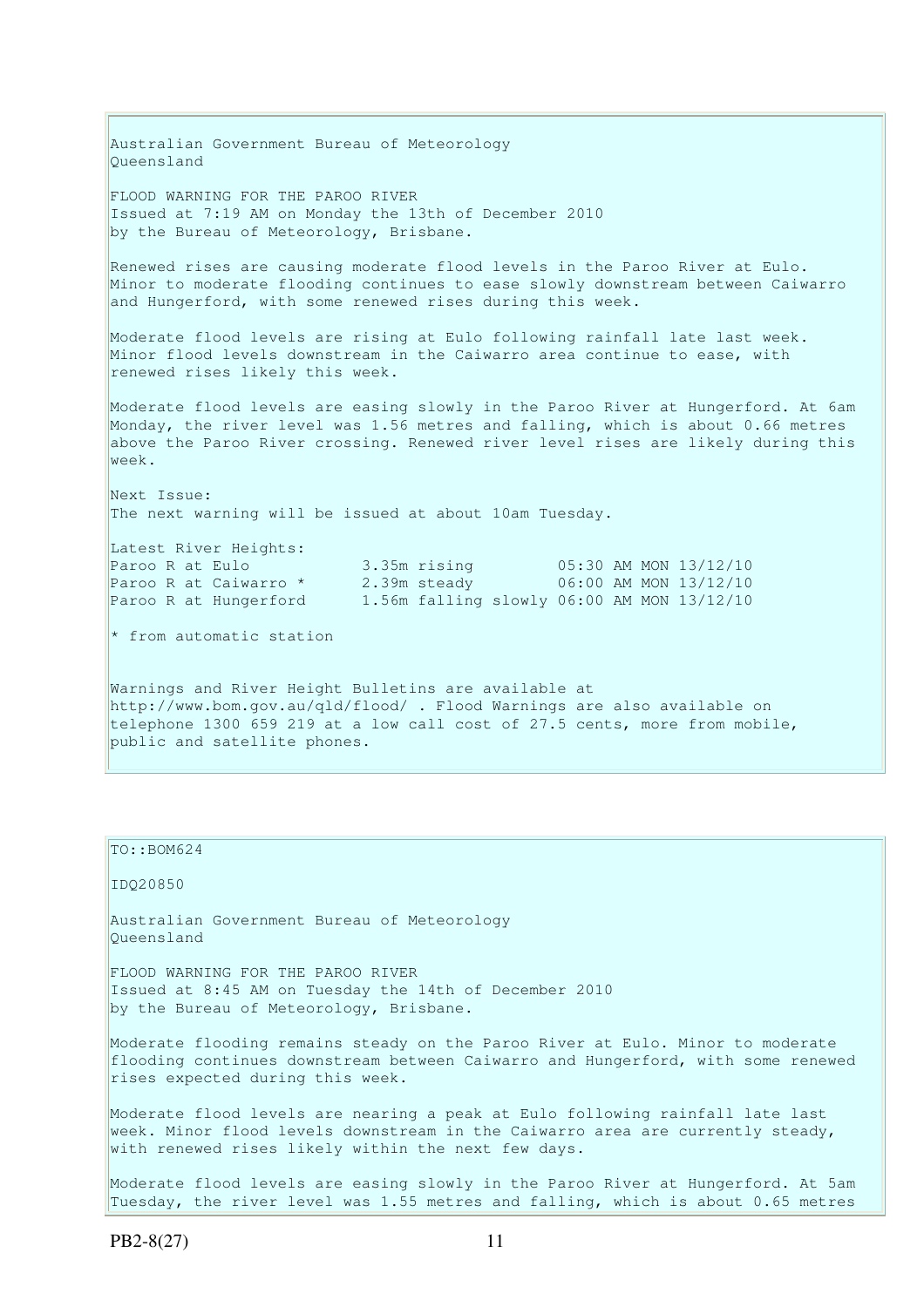Australian Government Bureau of Meteorology
Queensland

FLOOD WARNING FOR THE PAROO RIVER
Issued at 7:19 AM on Monday the 13th of December 2010
by the Bureau of Meteorology, Brisbane.

Renewed rises are causing moderate flood levels in the Paroo River at Eulo. Minor to moderate flooding continues to ease slowly downstream between Caiwarro and Hungerford, with some renewed rises during this week.

Moderate flood levels are rising at Eulo following rainfall late last week. Minor flood levels downstream in the Caiwarro area continue to ease, with renewed rises likely this week.

Moderate flood levels are easing slowly in the Paroo River at Hungerford. At 6am Monday, the river level was 1.56 metres and falling, which is about 0.66 metres above the Paroo River crossing. Renewed river level rises are likely during this week.

Next Issue:
The next warning will be issued at about 10am Tuesday.

Latest River Heights:

```
Paroo R at Eulo            3.35m rising         05:30 AM MON 13/12/10
Paroo R at Caiwarro *      2.39m steady         06:00 AM MON 13/12/10
Paroo R at Hungerford      1.56m falling slowly 06:00 AM MON 13/12/10
```

* from automatic station

Warnings and River Height Bulletins are available at http://www.bom.gov.au/qld/flood/ . Flood Warnings are also available on telephone 1300 659 219 at a low call cost of 27.5 cents, more from mobile, public and satellite phones.

---

TO::BOM624

IDQ20850

Australian Government Bureau of Meteorology
Queensland

FLOOD WARNING FOR THE PAROO RIVER
Issued at 8:45 AM on Tuesday the 14th of December 2010
by the Bureau of Meteorology, Brisbane.

Moderate flooding remains steady on the Paroo River at Eulo. Minor to moderate flooding continues downstream between Caiwarro and Hungerford, with some renewed rises expected during this week.

Moderate flood levels are nearing a peak at Eulo following rainfall late last week. Minor flood levels downstream in the Caiwarro area are currently steady, with renewed rises likely within the next few days.

Moderate flood levels are easing slowly in the Paroo River at Hungerford. At 5am Tuesday, the river level was 1.55 metres and falling, which is about 0.65 metres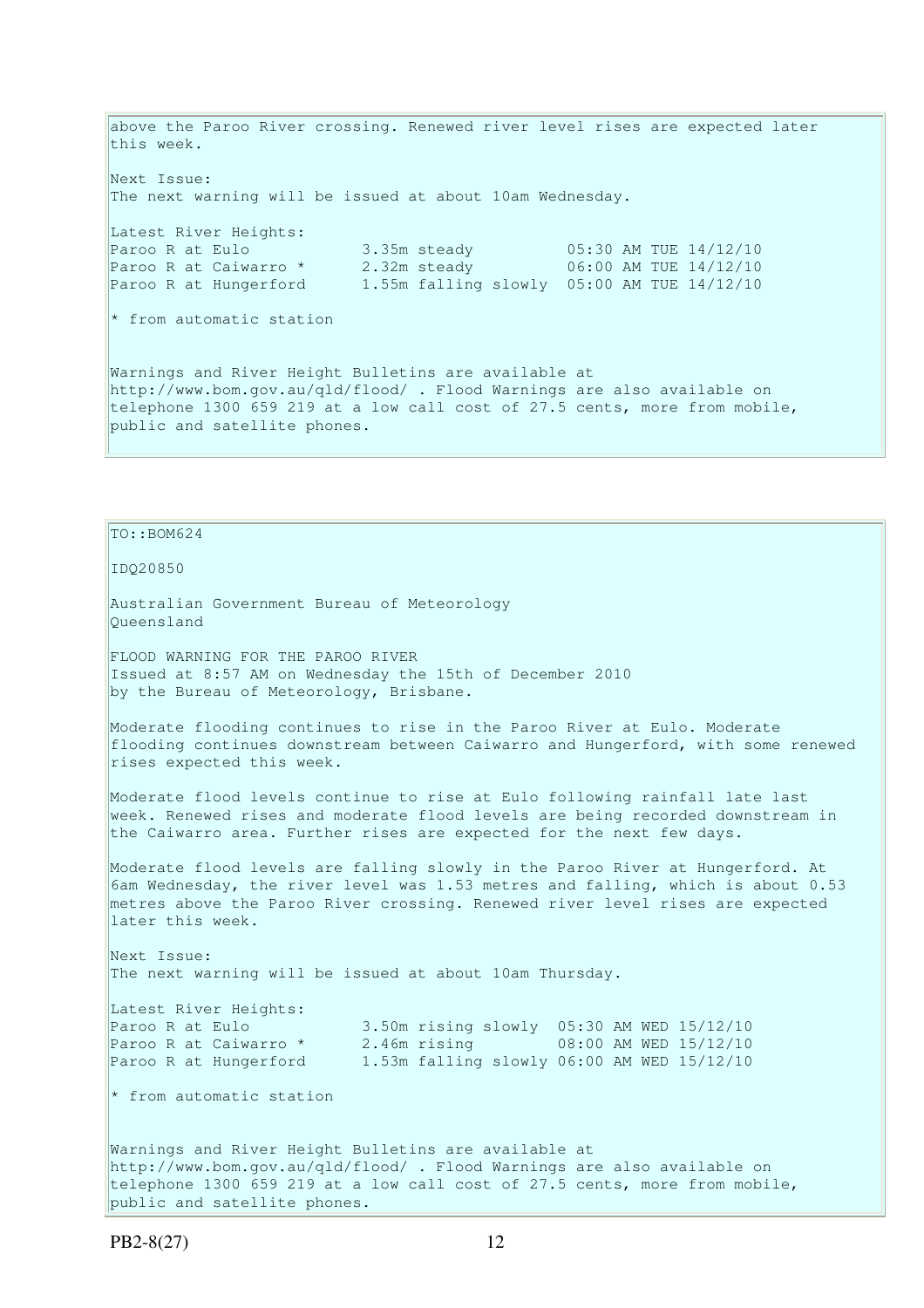above the Paroo River crossing. Renewed river level rises are expected later this week.

Next Issue:
The next warning will be issued at about 10am Wednesday.

Latest River Heights:

```
Paroo R at Eulo            3.35m steady          05:30 AM TUE 14/12/10
Paroo R at Caiwarro *      2.32m steady          06:00 AM TUE 14/12/10
Paroo R at Hungerford      1.55m falling slowly  05:00 AM TUE 14/12/10
```

* from automatic station

Warnings and River Height Bulletins are available at http://www.bom.gov.au/qld/flood/ . Flood Warnings are also available on telephone 1300 659 219 at a low call cost of 27.5 cents, more from mobile, public and satellite phones.

TO::BOM624

IDQ20850

Australian Government Bureau of Meteorology
Queensland

FLOOD WARNING FOR THE PAROO RIVER
Issued at 8:57 AM on Wednesday the 15th of December 2010
by the Bureau of Meteorology, Brisbane.

Moderate flooding continues to rise in the Paroo River at Eulo. Moderate flooding continues downstream between Caiwarro and Hungerford, with some renewed rises expected this week.

Moderate flood levels continue to rise at Eulo following rainfall late last week. Renewed rises and moderate flood levels are being recorded downstream in the Caiwarro area. Further rises are expected for the next few days.

Moderate flood levels are falling slowly in the Paroo River at Hungerford. At 6am Wednesday, the river level was 1.53 metres and falling, which is about 0.53 metres above the Paroo River crossing. Renewed river level rises are expected later this week.

Next Issue:
The next warning will be issued at about 10am Thursday.

Latest River Heights:

```
Paroo R at Eulo            3.50m rising slowly  05:30 AM WED 15/12/10
Paroo R at Caiwarro *      2.46m rising         08:00 AM WED 15/12/10
Paroo R at Hungerford      1.53m falling slowly 06:00 AM WED 15/12/10
```

* from automatic station

Warnings and River Height Bulletins are available at http://www.bom.gov.au/qld/flood/ . Flood Warnings are also available on telephone 1300 659 219 at a low call cost of 27.5 cents, more from mobile, public and satellite phones.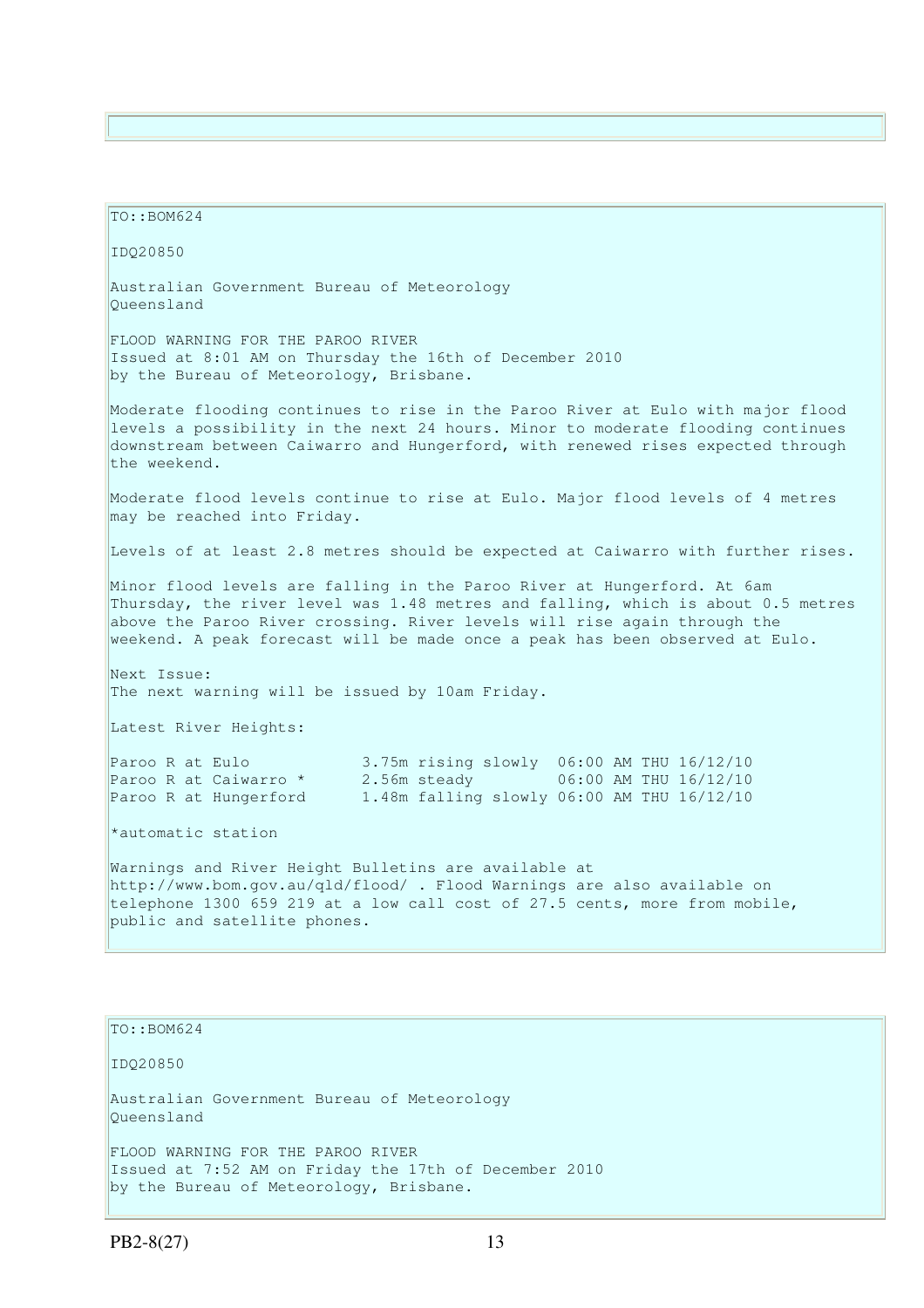TO::BOM624

IDQ20850

Australian Government Bureau of Meteorology
Queensland

FLOOD WARNING FOR THE PAROO RIVER
Issued at 8:01 AM on Thursday the 16th of December 2010
by the Bureau of Meteorology, Brisbane.

Moderate flooding continues to rise in the Paroo River at Eulo with major flood levels a possibility in the next 24 hours. Minor to moderate flooding continues downstream between Caiwarro and Hungerford, with renewed rises expected through the weekend.

Moderate flood levels continue to rise at Eulo. Major flood levels of 4 metres may be reached into Friday.

Levels of at least 2.8 metres should be expected at Caiwarro with further rises.

Minor flood levels are falling in the Paroo River at Hungerford. At 6am Thursday, the river level was 1.48 metres and falling, which is about 0.5 metres above the Paroo River crossing. River levels will rise again through the weekend. A peak forecast will be made once a peak has been observed at Eulo.

Next Issue:
The next warning will be issued by 10am Friday.

Latest River Heights:

```
Paroo R at Eulo            3.75m rising slowly  06:00 AM THU 16/12/10
Paroo R at Caiwarro *      2.56m steady         06:00 AM THU 16/12/10
Paroo R at Hungerford      1.48m falling slowly 06:00 AM THU 16/12/10
```

*automatic station

Warnings and River Height Bulletins are available at http://www.bom.gov.au/qld/flood/ . Flood Warnings are also available on telephone 1300 659 219 at a low call cost of 27.5 cents, more from mobile, public and satellite phones.

---

TO::BOM624

IDQ20850

Australian Government Bureau of Meteorology
Queensland

FLOOD WARNING FOR THE PAROO RIVER
Issued at 7:52 AM on Friday the 17th of December 2010
by the Bureau of Meteorology, Brisbane.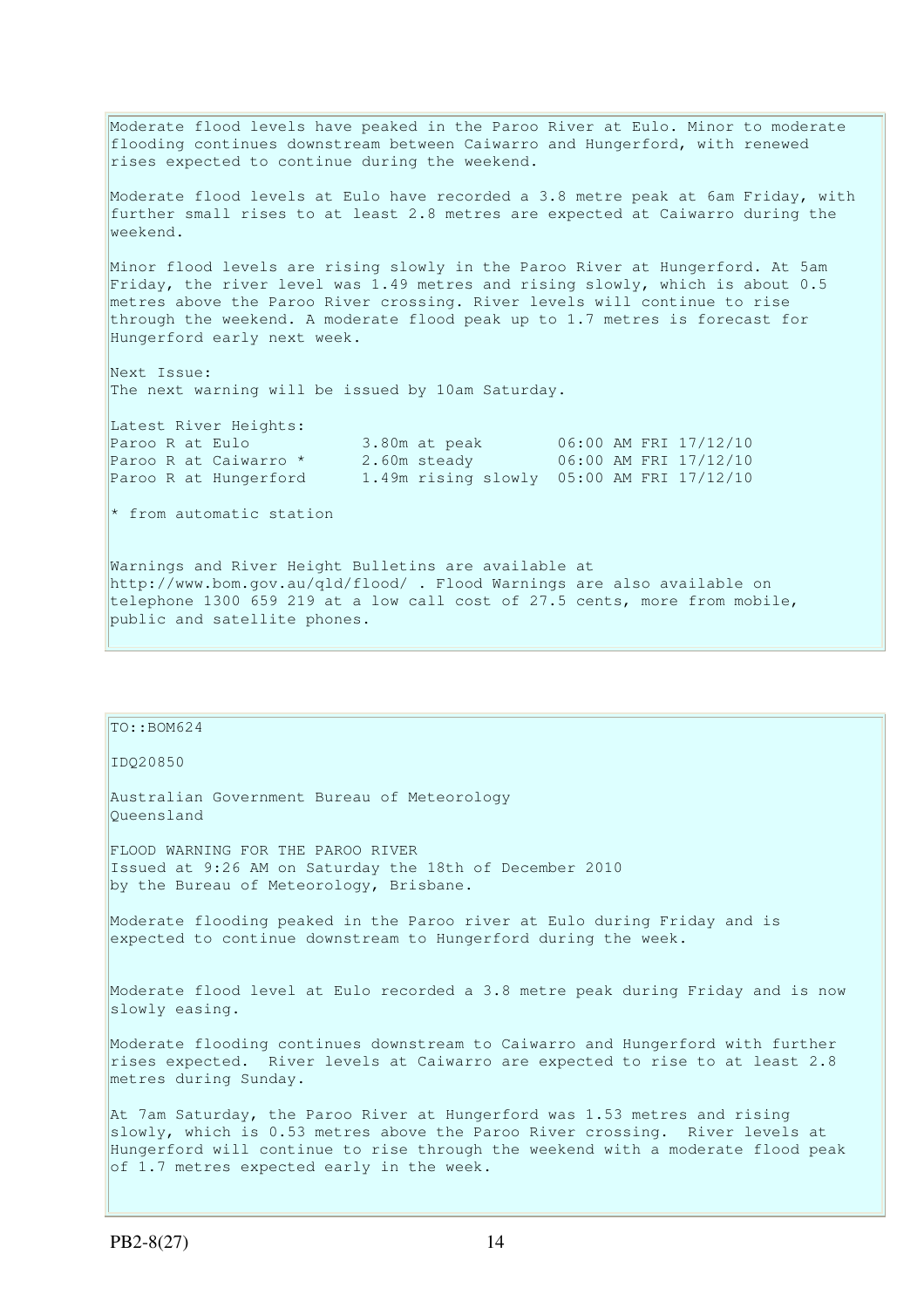Moderate flood levels have peaked in the Paroo River at Eulo. Minor to moderate flooding continues downstream between Caiwarro and Hungerford, with renewed rises expected to continue during the weekend.

Moderate flood levels at Eulo have recorded a 3.8 metre peak at 6am Friday, with further small rises to at least 2.8 metres are expected at Caiwarro during the weekend.

Minor flood levels are rising slowly in the Paroo River at Hungerford. At 5am Friday, the river level was 1.49 metres and rising slowly, which is about 0.5 metres above the Paroo River crossing. River levels will continue to rise through the weekend. A moderate flood peak up to 1.7 metres is forecast for Hungerford early next week.

Next Issue:
The next warning will be issued by 10am Saturday.

Latest River Heights:

```
Paroo R at Eulo            3.80m at peak        06:00 AM FRI 17/12/10
Paroo R at Caiwarro *      2.60m steady         06:00 AM FRI 17/12/10
Paroo R at Hungerford      1.49m rising slowly  05:00 AM FRI 17/12/10
```

* from automatic station

Warnings and River Height Bulletins are available at http://www.bom.gov.au/qld/flood/ . Flood Warnings are also available on telephone 1300 659 219 at a low call cost of 27.5 cents, more from mobile, public and satellite phones.

---

TO::BOM624

IDQ20850

Australian Government Bureau of Meteorology
Queensland

FLOOD WARNING FOR THE PAROO RIVER
Issued at 9:26 AM on Saturday the 18th of December 2010
by the Bureau of Meteorology, Brisbane.

Moderate flooding peaked in the Paroo river at Eulo during Friday and is expected to continue downstream to Hungerford during the week.

Moderate flood level at Eulo recorded a 3.8 metre peak during Friday and is now slowly easing.

Moderate flooding continues downstream to Caiwarro and Hungerford with further rises expected. River levels at Caiwarro are expected to rise to at least 2.8 metres during Sunday.

At 7am Saturday, the Paroo River at Hungerford was 1.53 metres and rising slowly, which is 0.53 metres above the Paroo River crossing. River levels at Hungerford will continue to rise through the weekend with a moderate flood peak of 1.7 metres expected early in the week.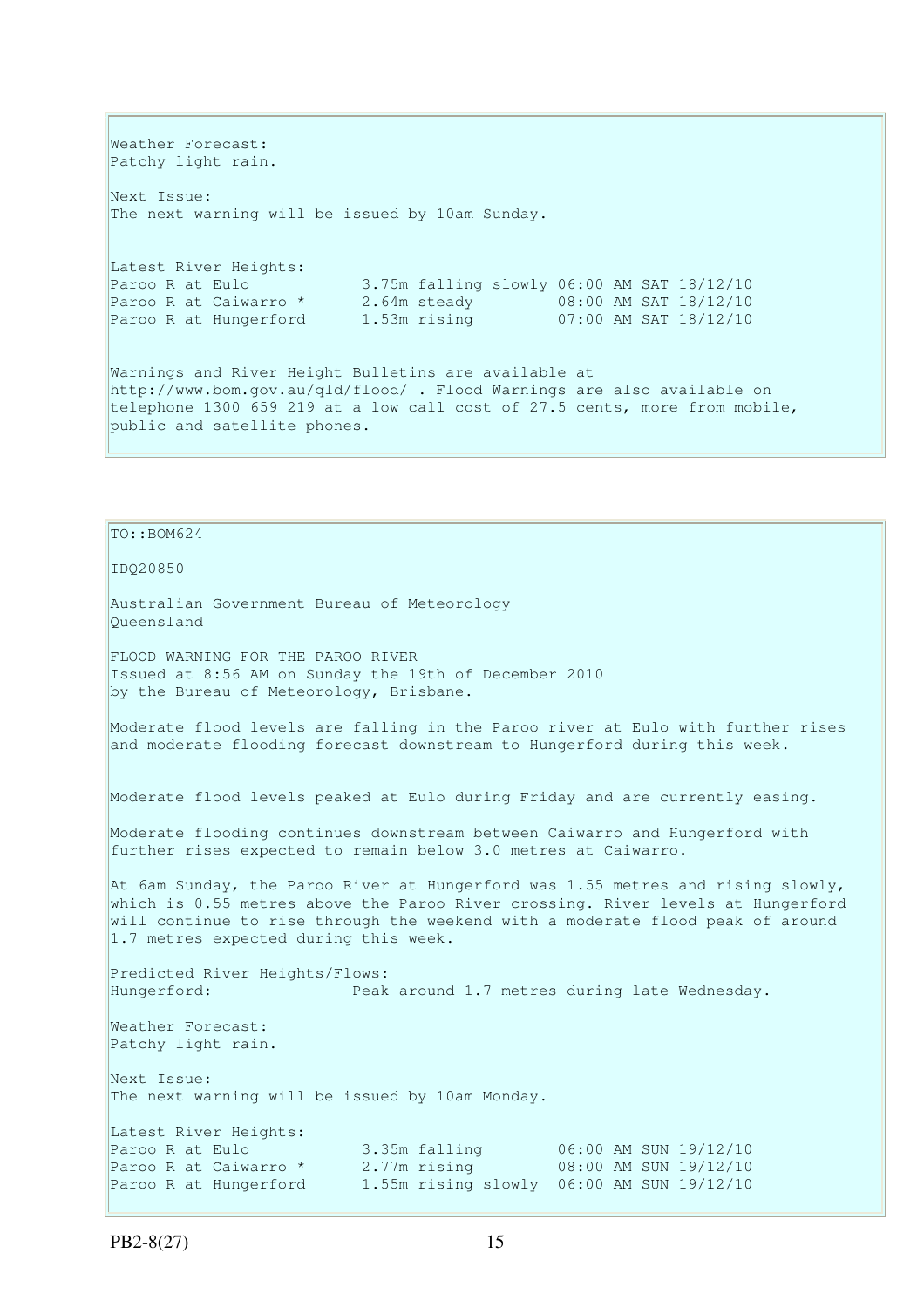Weather Forecast:
Patchy light rain.

Next Issue:
The next warning will be issued by 10am Sunday.

Latest River Heights:

```
Paroo R at Eulo            3.75m falling slowly 06:00 AM SAT 18/12/10
Paroo R at Caiwarro *      2.64m steady         08:00 AM SAT 18/12/10
Paroo R at Hungerford      1.53m rising         07:00 AM SAT 18/12/10
```

Warnings and River Height Bulletins are available at http://www.bom.gov.au/qld/flood/ . Flood Warnings are also available on telephone 1300 659 219 at a low call cost of 27.5 cents, more from mobile, public and satellite phones.

---

TO::BOM624

IDQ20850

Australian Government Bureau of Meteorology
Queensland

FLOOD WARNING FOR THE PAROO RIVER
Issued at 8:56 AM on Sunday the 19th of December 2010
by the Bureau of Meteorology, Brisbane.

Moderate flood levels are falling in the Paroo river at Eulo with further rises and moderate flooding forecast downstream to Hungerford during this week.

Moderate flood levels peaked at Eulo during Friday and are currently easing.

Moderate flooding continues downstream between Caiwarro and Hungerford with further rises expected to remain below 3.0 metres at Caiwarro.

At 6am Sunday, the Paroo River at Hungerford was 1.55 metres and rising slowly, which is 0.55 metres above the Paroo River crossing. River levels at Hungerford will continue to rise through the weekend with a moderate flood peak of around 1.7 metres expected during this week.

Predicted River Heights/Flows:
Hungerford:               Peak around 1.7 metres during late Wednesday.

Weather Forecast:
Patchy light rain.

Next Issue:
The next warning will be issued by 10am Monday.

Latest River Heights:

```
Paroo R at Eulo            3.35m falling        06:00 AM SUN 19/12/10
Paroo R at Caiwarro *      2.77m rising         08:00 AM SUN 19/12/10
Paroo R at Hungerford      1.55m rising slowly  06:00 AM SUN 19/12/10
```

PB2-8(27)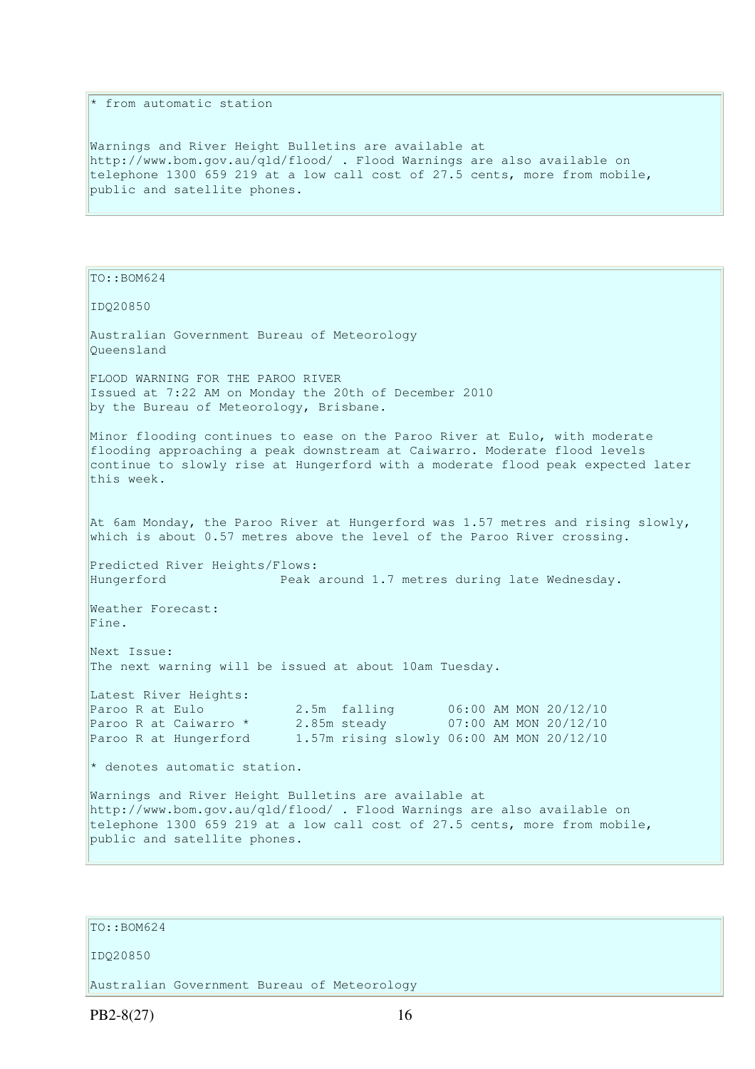\* from automatic station

Warnings and River Height Bulletins are available at http://www.bom.gov.au/qld/flood/ . Flood Warnings are also available on telephone 1300 659 219 at a low call cost of 27.5 cents, more from mobile, public and satellite phones.

TO::BOM624

IDQ20850

Australian Government Bureau of Meteorology
Queensland

FLOOD WARNING FOR THE PAROO RIVER
Issued at 7:22 AM on Monday the 20th of December 2010
by the Bureau of Meteorology, Brisbane.

Minor flooding continues to ease on the Paroo River at Eulo, with moderate flooding approaching a peak downstream at Caiwarro. Moderate flood levels continue to slowly rise at Hungerford with a moderate flood peak expected later this week.

At 6am Monday, the Paroo River at Hungerford was 1.57 metres and rising slowly, which is about 0.57 metres above the level of the Paroo River crossing.

Predicted River Heights/Flows:
Hungerford Peak around 1.7 metres during late Wednesday.

Weather Forecast:
Fine.

Next Issue:
The next warning will be issued at about 10am Tuesday.

Latest River Heights:

| | | |
|---|---|---|
| Paroo R at Eulo | 2.5m falling | 06:00 AM MON 20/12/10 |
| Paroo R at Caiwarro * | 2.85m steady | 07:00 AM MON 20/12/10 |
| Paroo R at Hungerford | 1.57m rising slowly | 06:00 AM MON 20/12/10 |

\* denotes automatic station.

Warnings and River Height Bulletins are available at http://www.bom.gov.au/qld/flood/ . Flood Warnings are also available on telephone 1300 659 219 at a low call cost of 27.5 cents, more from mobile, public and satellite phones.

TO::BOM624

IDQ20850

Australian Government Bureau of Meteorology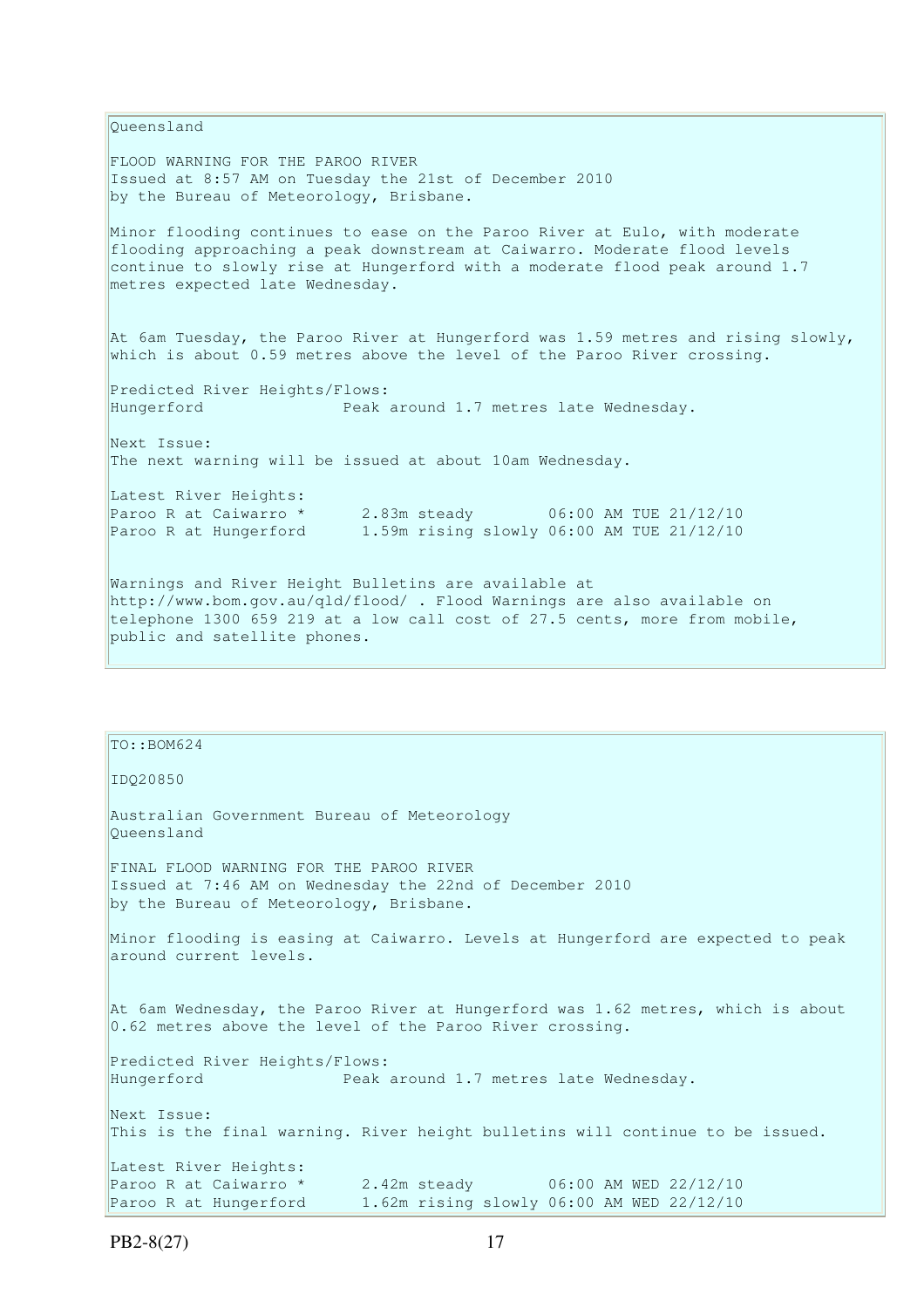Queensland

FLOOD WARNING FOR THE PAROO RIVER
Issued at 8:57 AM on Tuesday the 21st of December 2010
by the Bureau of Meteorology, Brisbane.

Minor flooding continues to ease on the Paroo River at Eulo, with moderate flooding approaching a peak downstream at Caiwarro. Moderate flood levels continue to slowly rise at Hungerford with a moderate flood peak around 1.7 metres expected late Wednesday.

At 6am Tuesday, the Paroo River at Hungerford was 1.59 metres and rising slowly, which is about 0.59 metres above the level of the Paroo River crossing.

Predicted River Heights/Flows:
Hungerford Peak around 1.7 metres late Wednesday.

Next Issue:
The next warning will be issued at about 10am Wednesday.

Latest River Heights:

| | | |
|---|---|---|
| Paroo R at Caiwarro * | 2.83m steady | 06:00 AM TUE 21/12/10 |
| Paroo R at Hungerford | 1.59m rising slowly | 06:00 AM TUE 21/12/10 |

Warnings and River Height Bulletins are available at http://www.bom.gov.au/qld/flood/ . Flood Warnings are also available on telephone 1300 659 219 at a low call cost of 27.5 cents, more from mobile, public and satellite phones.

TO::BOM624

IDQ20850

Australian Government Bureau of Meteorology
Queensland

FINAL FLOOD WARNING FOR THE PAROO RIVER
Issued at 7:46 AM on Wednesday the 22nd of December 2010
by the Bureau of Meteorology, Brisbane.

Minor flooding is easing at Caiwarro. Levels at Hungerford are expected to peak around current levels.

At 6am Wednesday, the Paroo River at Hungerford was 1.62 metres, which is about 0.62 metres above the level of the Paroo River crossing.

Predicted River Heights/Flows:
Hungerford Peak around 1.7 metres late Wednesday.

Next Issue:
This is the final warning. River height bulletins will continue to be issued.

Latest River Heights:

| | | |
|---|---|---|
| Paroo R at Caiwarro * | 2.42m steady | 06:00 AM WED 22/12/10 |
| Paroo R at Hungerford | 1.62m rising slowly | 06:00 AM WED 22/12/10 |

PB2-8(27)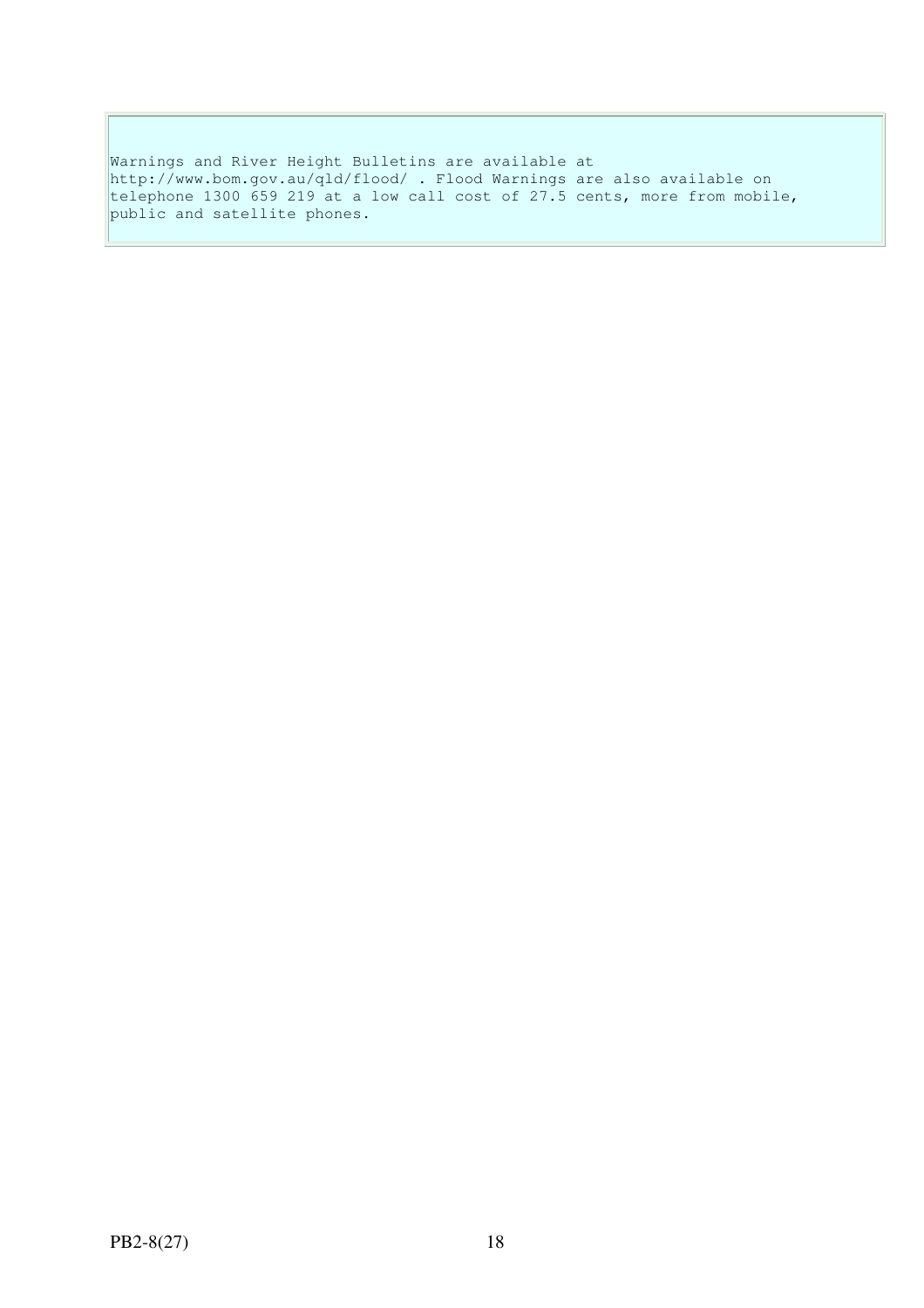Warnings and River Height Bulletins are available at http://www.bom.gov.au/qld/flood/ . Flood Warnings are also available on telephone 1300 659 219 at a low call cost of 27.5 cents, more from mobile, public and satellite phones.